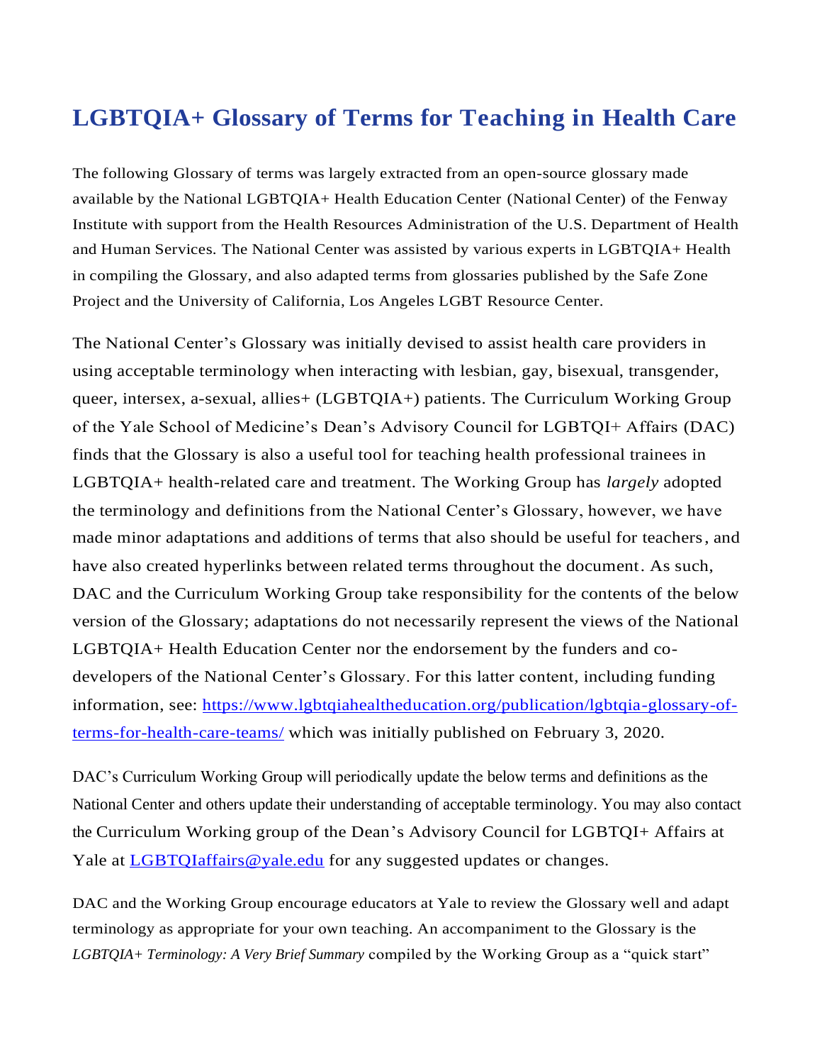# LGBTQIA+ Glossary of Terms for Teaching in Health Care

The following Glossary of terms was largely extracted from an open-source glossary made available by the National LGBTQIA+ Health Education Center (National Center) of the Fenway Institute with support from the Health Resources Administration of the U.S. Department of Health and Human Services. The National Center was assisted by various experts in LGBTQIA+ Health in compiling the Glossary, and also adapted terms from glossaries published by the Safe Zone Project and the University of California, Los Angeles LGBT Resource Center.

The National Center's Glossary was initially devised to assist health care providers in using acceptable terminology when interacting with lesbian, gay, bisexual, transgender, queer, intersex, a-sexual, allies+ (LGBTQIA+) patients. The Curriculum Working Group of the Yale School of Medicine's Dean's Advisory Council for LGBTQI+ Affairs (DAC) finds that the Glossary is also a useful tool for teaching health professional trainees in LGBTQIA+ health-related care and treatment. The Working Group has *largely* adopted the terminology and definitions from the National Center's Glossary, however, we have made minor adaptations and additions of terms that also should be useful for teachers, and have also created hyperlinks between related terms throughout the document. As such, DAC and the Curriculum Working Group take responsibility for the contents of the below version of the Glossary; adaptations do not necessarily represent the views of the National LGBTQIA+ Health Education Center nor the endorsement by the funders and co-developers of the National Center's Glossary. For this latter content, including funding information, see: [https://www.lgbtqiahealtheducation.org/publication/lgbtqia-glossary-of-terms-for-health-care-teams/](https://www.lgbtqiahealtheducation.org/publication/lgbtqia-glossary-of-terms-for-health-care-teams/) which was initially published on February 3, 2020.

DAC's Curriculum Working Group will periodically update the below terms and definitions as the National Center and others update their understanding of acceptable terminology. You may also contact the Curriculum Working group of the Dean's Advisory Council for LGBTQI+ Affairs at Yale at [LGBTQIaffairs@yale.edu](mailto:LGBTQIaffairs@yale.edu) for any suggested updates or changes.

DAC and the Working Group encourage educators at Yale to review the Glossary well and adapt terminology as appropriate for your own teaching. An accompaniment to the Glossary is the *LGBTQIA+ Terminology: A Very Brief Summary* compiled by the Working Group as a "quick start"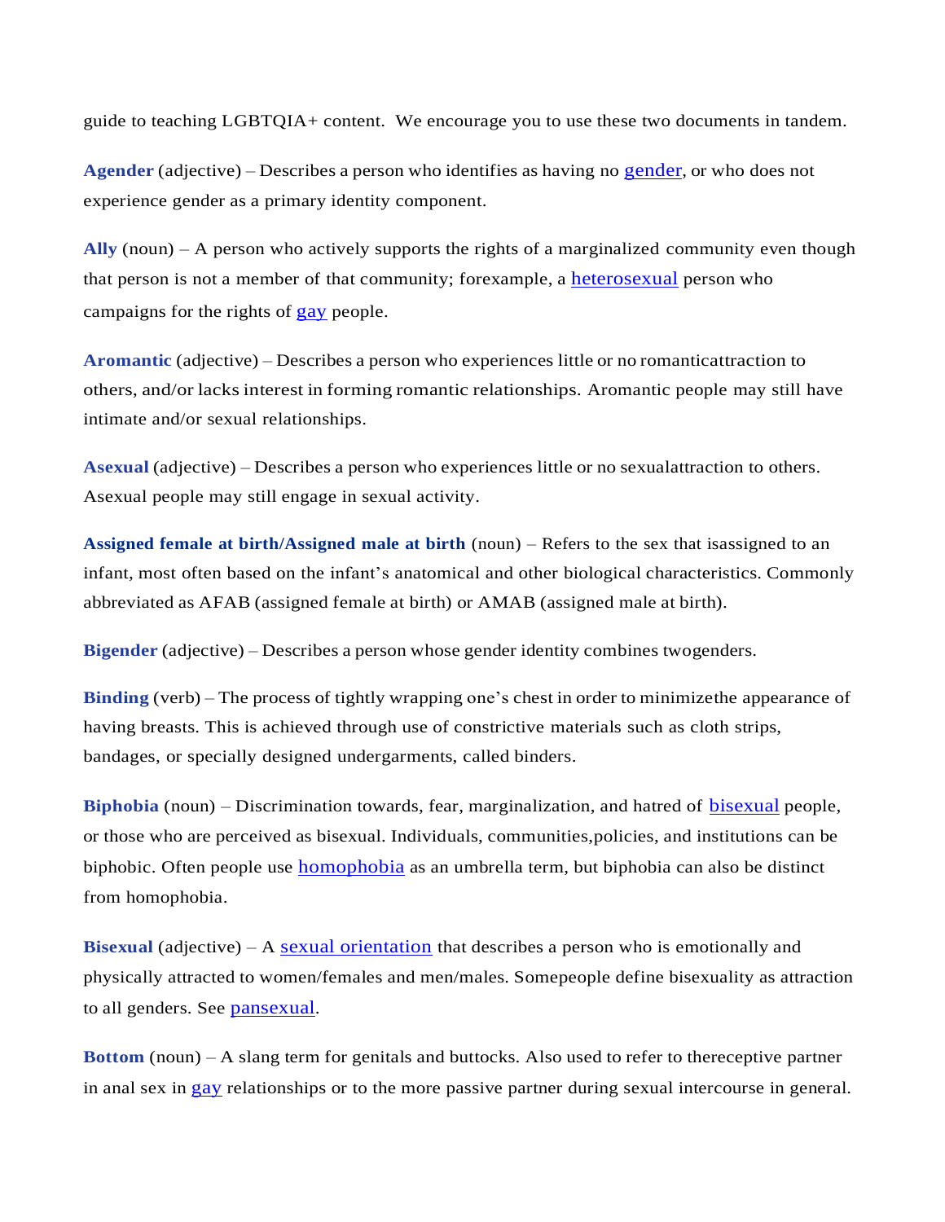guide to teaching LGBTQIA+ content. We encourage you to use these two documents in tandem.

**Agender** (adjective) – Describes a person who identifies as having no gender, or who does not experience gender as a primary identity component.

**Ally** (noun) – A person who actively supports the rights of a marginalized community even though that person is not a member of that community; forexample, a heterosexual person who campaigns for the rights of gay people.

**Aromantic** (adjective) – Describes a person who experiences little or no romanticattraction to others, and/or lacks interest in forming romantic relationships. Aromantic people may still have intimate and/or sexual relationships.

**Asexual** (adjective) – Describes a person who experiences little or no sexualattraction to others. Asexual people may still engage in sexual activity.

**Assigned female at birth/Assigned male at birth** (noun) – Refers to the sex that isassigned to an infant, most often based on the infant's anatomical and other biological characteristics. Commonly abbreviated as AFAB (assigned female at birth) or AMAB (assigned male at birth).

**Bigender** (adjective) – Describes a person whose gender identity combines twogenders.

**Binding** (verb) – The process of tightly wrapping one's chest in order to minimizethe appearance of having breasts. This is achieved through use of constrictive materials such as cloth strips, bandages, or specially designed undergarments, called binders.

**Biphobia** (noun) – Discrimination towards, fear, marginalization, and hatred of bisexual people, or those who are perceived as bisexual. Individuals, communities,policies, and institutions can be biphobic. Often people use homophobia as an umbrella term, but biphobia can also be distinct from homophobia.

**Bisexual** (adjective) – A sexual orientation that describes a person who is emotionally and physically attracted to women/females and men/males. Somepeople define bisexuality as attraction to all genders. See pansexual.

**Bottom** (noun) – A slang term for genitals and buttocks. Also used to refer to thereceptive partner in anal sex in gay relationships or to the more passive partner during sexual intercourse in general.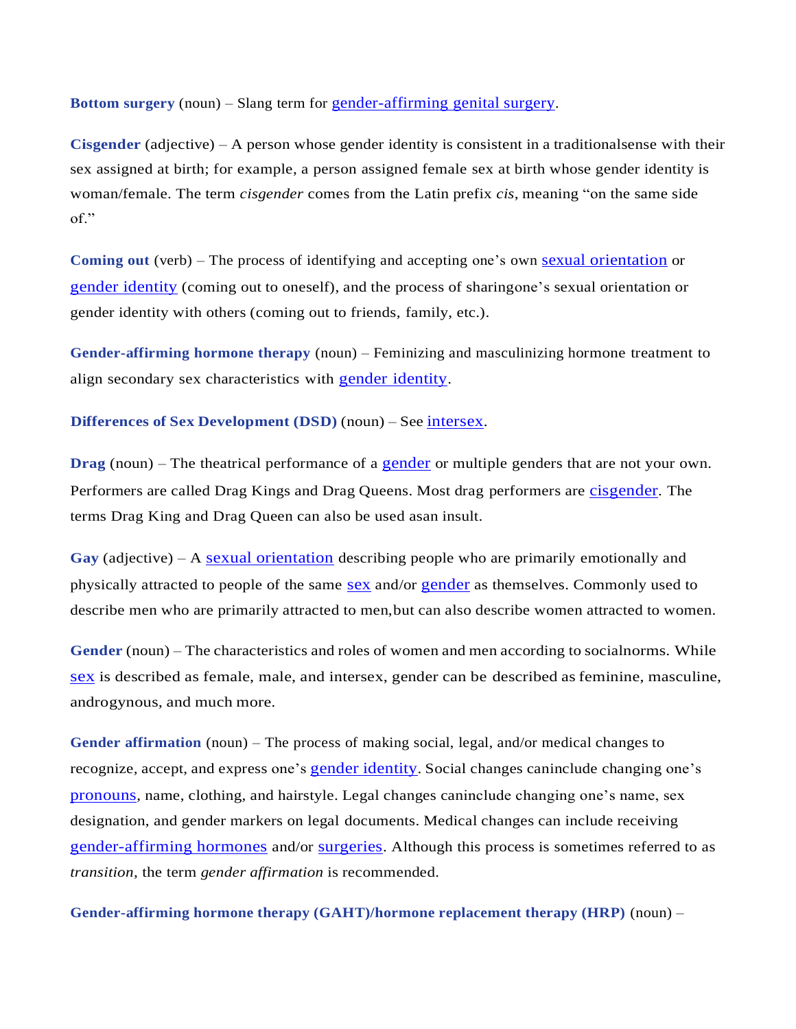**Bottom surgery** (noun) – Slang term for gender-affirming genital surgery.

**Cisgender** (adjective) – A person whose gender identity is consistent in a traditionalsense with their sex assigned at birth; for example, a person assigned female sex at birth whose gender identity is woman/female. The term *cisgender* comes from the Latin prefix *cis*, meaning "on the same side of."

**Coming out** (verb) – The process of identifying and accepting one's own sexual orientation or gender identity (coming out to oneself), and the process of sharingone's sexual orientation or gender identity with others (coming out to friends, family, etc.).

**Gender-affirming hormone therapy** (noun) – Feminizing and masculinizing hormone treatment to align secondary sex characteristics with gender identity.

**Differences of Sex Development (DSD)** (noun) – See intersex.

**Drag** (noun) – The theatrical performance of a gender or multiple genders that are not your own. Performers are called Drag Kings and Drag Queens. Most drag performers are cisgender. The terms Drag King and Drag Queen can also be used asan insult.

**Gay** (adjective) – A sexual orientation describing people who are primarily emotionally and physically attracted to people of the same sex and/or gender as themselves. Commonly used to describe men who are primarily attracted to men,but can also describe women attracted to women.

**Gender** (noun) – The characteristics and roles of women and men according to socialnorms. While sex is described as female, male, and intersex, gender can be described as feminine, masculine, androgynous, and much more.

**Gender affirmation** (noun) – The process of making social, legal, and/or medical changes to recognize, accept, and express one's gender identity. Social changes caninclude changing one's pronouns, name, clothing, and hairstyle. Legal changes caninclude changing one's name, sex designation, and gender markers on legal documents. Medical changes can include receiving gender-affirming hormones and/or surgeries. Although this process is sometimes referred to as *transition*, the term *gender affirmation* is recommended.

**Gender-affirming hormone therapy (GAHT)/hormone replacement therapy (HRP)** (noun) –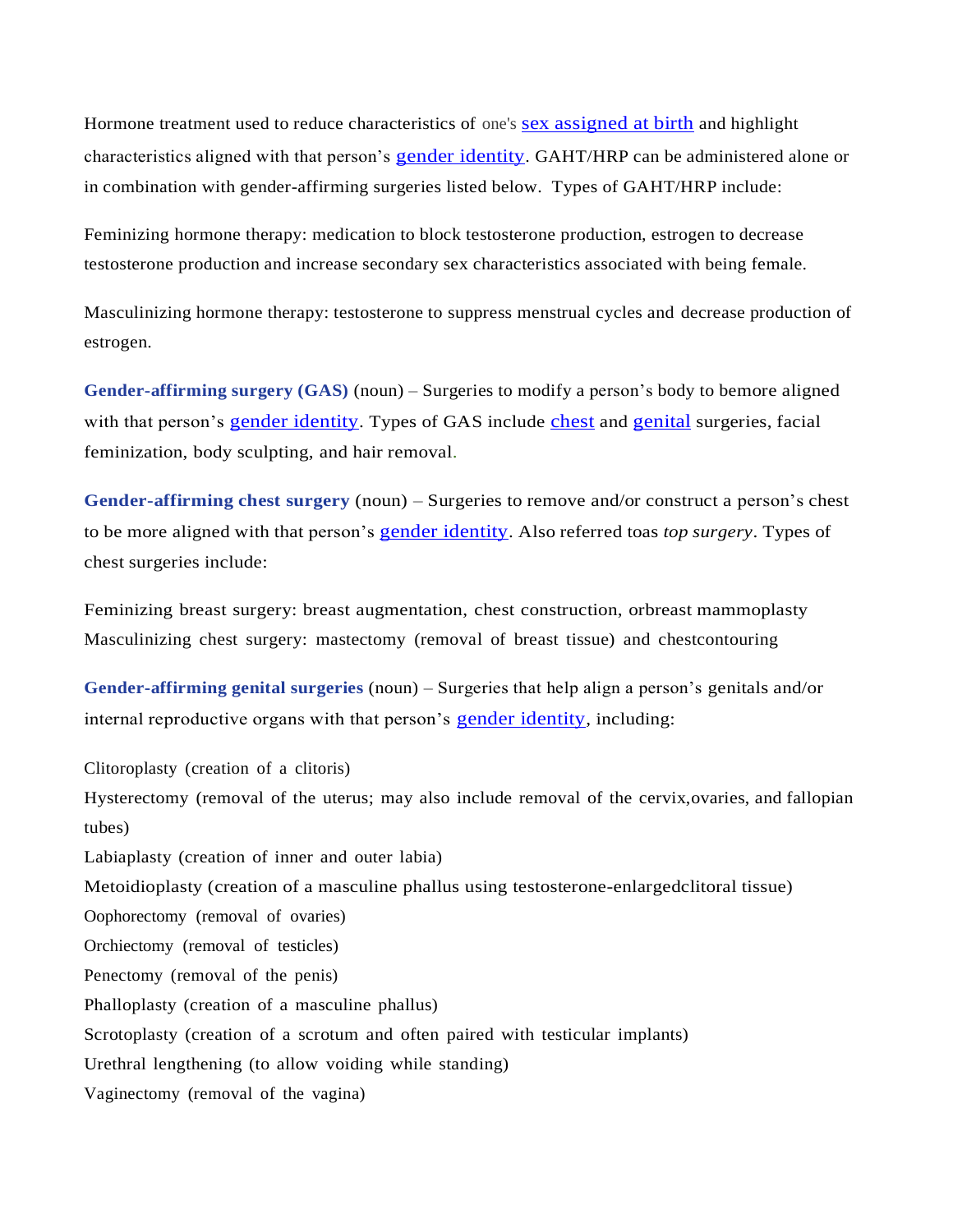Hormone treatment used to reduce characteristics of one's sex assigned at birth and highlight characteristics aligned with that person's gender identity. GAHT/HRP can be administered alone or in combination with gender-affirming surgeries listed below. Types of GAHT/HRP include:

Feminizing hormone therapy: medication to block testosterone production, estrogen to decrease testosterone production and increase secondary sex characteristics associated with being female.

Masculinizing hormone therapy: testosterone to suppress menstrual cycles and decrease production of estrogen.

**Gender-affirming surgery (GAS)** (noun) – Surgeries to modify a person's body to bemore aligned with that person's gender identity. Types of GAS include chest and genital surgeries, facial feminization, body sculpting, and hair removal.

**Gender-affirming chest surgery** (noun) – Surgeries to remove and/or construct a person's chest to be more aligned with that person's gender identity. Also referred toas *top surgery*. Types of chest surgeries include:

Feminizing breast surgery: breast augmentation, chest construction, orbreast mammoplasty
Masculinizing chest surgery: mastectomy (removal of breast tissue) and chestcontouring

**Gender-affirming genital surgeries** (noun) – Surgeries that help align a person's genitals and/or internal reproductive organs with that person's gender identity, including:

Clitoroplasty (creation of a clitoris)
Hysterectomy (removal of the uterus; may also include removal of the cervix,ovaries, and fallopian tubes)
Labiaplasty (creation of inner and outer labia)
Metoidioplasty (creation of a masculine phallus using testosterone-enlargedclitoral tissue)
Oophorectomy (removal of ovaries)
Orchiectomy (removal of testicles)
Penectomy (removal of the penis)
Phalloplasty (creation of a masculine phallus)
Scrotoplasty (creation of a scrotum and often paired with testicular implants)
Urethral lengthening (to allow voiding while standing)
Vaginectomy (removal of the vagina)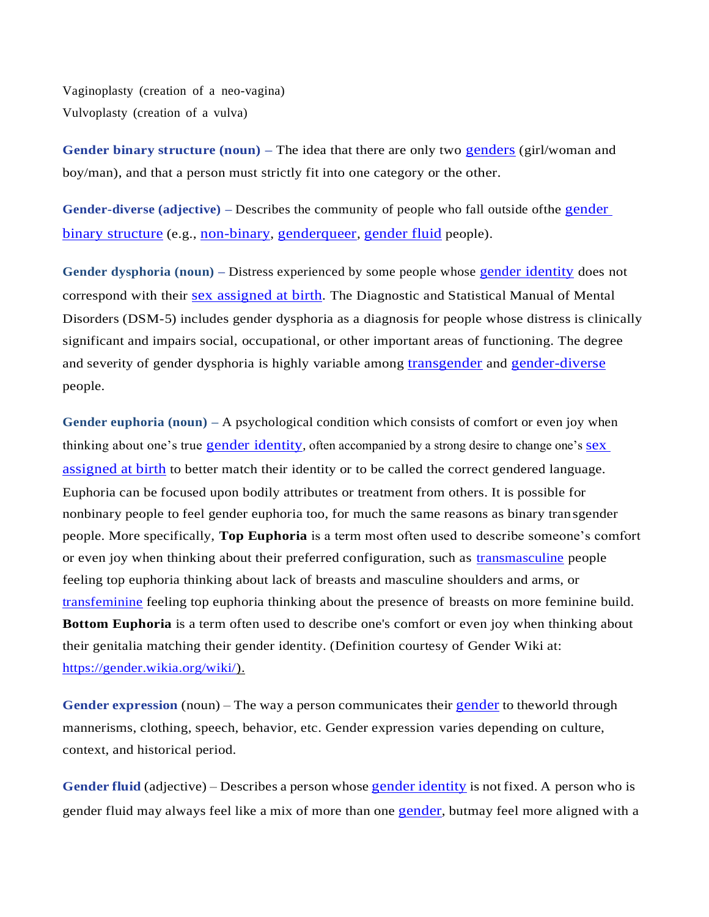Vaginoplasty (creation of a neo-vagina)
Vulvoplasty (creation of a vulva)

**Gender binary structure (noun)** – The idea that there are only two genders (girl/woman and boy/man), and that a person must strictly fit into one category or the other.

**Gender-diverse (adjective)** – Describes the community of people who fall outside ofthe gender binary structure (e.g., non-binary, genderqueer, gender fluid people).

**Gender dysphoria (noun)** – Distress experienced by some people whose gender identity does not correspond with their sex assigned at birth. The Diagnostic and Statistical Manual of Mental Disorders (DSM-5) includes gender dysphoria as a diagnosis for people whose distress is clinically significant and impairs social, occupational, or other important areas of functioning. The degree and severity of gender dysphoria is highly variable among transgender and gender-diverse people.

**Gender euphoria (noun)** – A psychological condition which consists of comfort or even joy when thinking about one's true gender identity, often accompanied by a strong desire to change one's sex assigned at birth to better match their identity or to be called the correct gendered language. Euphoria can be focused upon bodily attributes or treatment from others. It is possible for nonbinary people to feel gender euphoria too, for much the same reasons as binary transgender people. More specifically, **Top Euphoria** is a term most often used to describe someone's comfort or even joy when thinking about their preferred configuration, such as transmasculine people feeling top euphoria thinking about lack of breasts and masculine shoulders and arms, or transfeminine feeling top euphoria thinking about the presence of breasts on more feminine build. **Bottom Euphoria** is a term often used to describe one's comfort or even joy when thinking about their genitalia matching their gender identity. (Definition courtesy of Gender Wiki at: https://gender.wikia.org/wiki/).

**Gender expression** (noun) – The way a person communicates their gender to theworld through mannerisms, clothing, speech, behavior, etc. Gender expression varies depending on culture, context, and historical period.

**Gender fluid** (adjective) – Describes a person whose gender identity is not fixed. A person who is gender fluid may always feel like a mix of more than one gender, butmay feel more aligned with a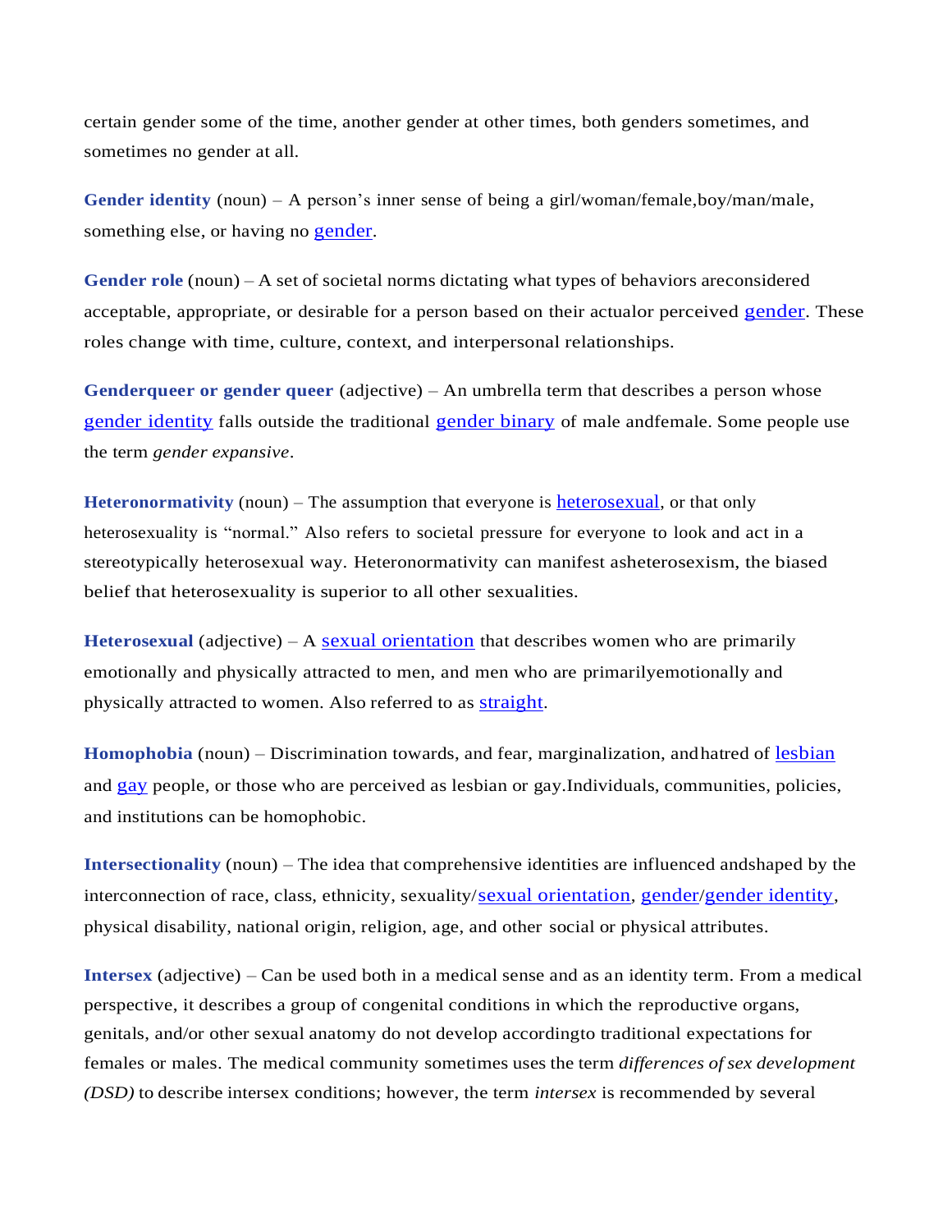certain gender some of the time, another gender at other times, both genders sometimes, and sometimes no gender at all.

**Gender identity** (noun) – A person's inner sense of being a girl/woman/female,boy/man/male, something else, or having no gender.

**Gender role** (noun) – A set of societal norms dictating what types of behaviors areconsidered acceptable, appropriate, or desirable for a person based on their actualor perceived gender. These roles change with time, culture, context, and interpersonal relationships.

**Genderqueer or gender queer** (adjective) – An umbrella term that describes a person whose gender identity falls outside the traditional gender binary of male andfemale. Some people use the term *gender expansive*.

**Heteronormativity** (noun) – The assumption that everyone is heterosexual, or that only heterosexuality is "normal." Also refers to societal pressure for everyone to look and act in a stereotypically heterosexual way. Heteronormativity can manifest asheterosexism, the biased belief that heterosexuality is superior to all other sexualities.

**Heterosexual** (adjective) – A sexual orientation that describes women who are primarily emotionally and physically attracted to men, and men who are primarilyemotionally and physically attracted to women. Also referred to as straight.

**Homophobia** (noun) – Discrimination towards, and fear, marginalization, andhatred of lesbian and gay people, or those who are perceived as lesbian or gay.Individuals, communities, policies, and institutions can be homophobic.

**Intersectionality** (noun) – The idea that comprehensive identities are influenced andshaped by the interconnection of race, class, ethnicity, sexuality/sexual orientation, gender/gender identity, physical disability, national origin, religion, age, and other social or physical attributes.

**Intersex** (adjective) – Can be used both in a medical sense and as an identity term. From a medical perspective, it describes a group of congenital conditions in which the reproductive organs, genitals, and/or other sexual anatomy do not develop accordingto traditional expectations for females or males. The medical community sometimes uses the term *differences of sex development (DSD)* to describe intersex conditions; however, the term *intersex* is recommended by several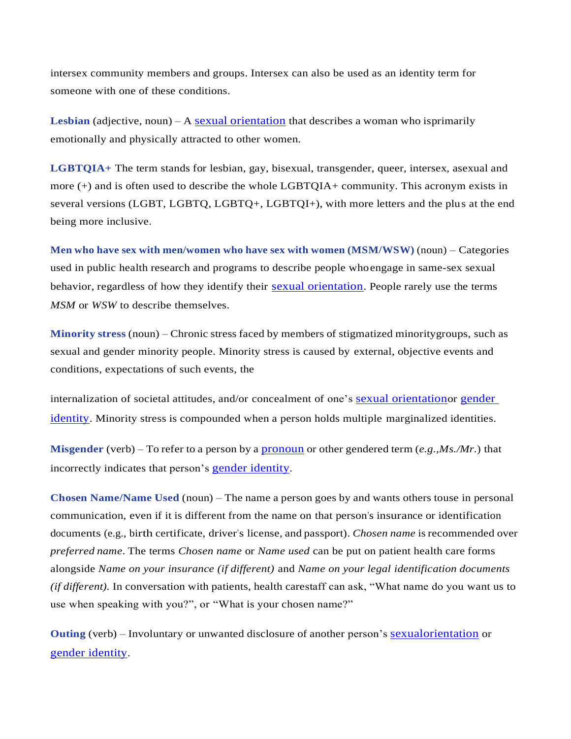intersex community members and groups. Intersex can also be used as an identity term for someone with one of these conditions.

**Lesbian** (adjective, noun) – A sexual orientation that describes a woman who isprimarily emotionally and physically attracted to other women.

**LGBTQIA+** The term stands for lesbian, gay, bisexual, transgender, queer, intersex, asexual and more (+) and is often used to describe the whole LGBTQIA+ community. This acronym exists in several versions (LGBT, LGBTQ, LGBTQ+, LGBTQI+), with more letters and the plus at the end being more inclusive.

**Men who have sex with men/women who have sex with women (MSM/WSW)** (noun) – Categories used in public health research and programs to describe people whoengage in same-sex sexual behavior, regardless of how they identify their sexual orientation. People rarely use the terms *MSM* or *WSW* to describe themselves.

**Minority stress** (noun) – Chronic stress faced by members of stigmatized minoritygroups, such as sexual and gender minority people. Minority stress is caused by external, objective events and conditions, expectations of such events, the internalization of societal attitudes, and/or concealment of one's sexual orientationor gender identity. Minority stress is compounded when a person holds multiple marginalized identities.

**Misgender** (verb) – To refer to a person by a pronoun or other gendered term (*e.g.,Ms./Mr.*) that incorrectly indicates that person's gender identity.

**Chosen Name/Name Used** (noun) – The name a person goes by and wants others touse in personal communication, even if it is different from the name on that person's insurance or identification documents (e.g., birth certificate, driver's license, and passport). *Chosen name* is recommended over *preferred name*. The terms *Chosen name* or *Name used* can be put on patient health care forms alongside *Name on your insurance (if different)* and *Name on your legal identification documents (if different).* In conversation with patients, health carestaff can ask, "What name do you want us to use when speaking with you?", or "What is your chosen name?"

**Outing** (verb) – Involuntary or unwanted disclosure of another person's sexualorientation or gender identity.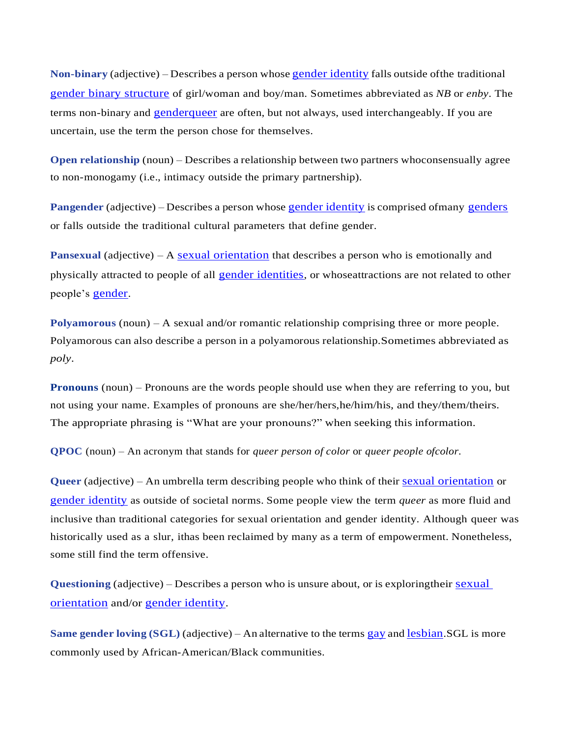**Non-binary** (adjective) – Describes a person whose gender identity falls outside ofthe traditional gender binary structure of girl/woman and boy/man. Sometimes abbreviated as *NB* or *enby*. The terms non-binary and genderqueer are often, but not always, used interchangeably. If you are uncertain, use the term the person chose for themselves.

**Open relationship** (noun) – Describes a relationship between two partners whoconsensually agree to non-monogamy (i.e., intimacy outside the primary partnership).

**Pangender** (adjective) – Describes a person whose gender identity is comprised ofmany genders or falls outside the traditional cultural parameters that define gender.

**Pansexual** (adjective) – A sexual orientation that describes a person who is emotionally and physically attracted to people of all gender identities, or whoseattractions are not related to other people's gender.

**Polyamorous** (noun) – A sexual and/or romantic relationship comprising three or more people. Polyamorous can also describe a person in a polyamorous relationship.Sometimes abbreviated as *poly*.

**Pronouns** (noun) – Pronouns are the words people should use when they are referring to you, but not using your name. Examples of pronouns are she/her/hers,he/him/his, and they/them/theirs. The appropriate phrasing is "What are your pronouns?" when seeking this information.

**QPOC** (noun) – An acronym that stands for *queer person of color* or *queer people ofcolor*.

**Queer** (adjective) – An umbrella term describing people who think of their sexual orientation or gender identity as outside of societal norms. Some people view the term *queer* as more fluid and inclusive than traditional categories for sexual orientation and gender identity. Although queer was historically used as a slur, ithas been reclaimed by many as a term of empowerment. Nonetheless, some still find the term offensive.

**Questioning** (adjective) – Describes a person who is unsure about, or is exploringtheir sexual orientation and/or gender identity.

**Same gender loving (SGL)** (adjective) – An alternative to the terms gay and lesbian.SGL is more commonly used by African-American/Black communities.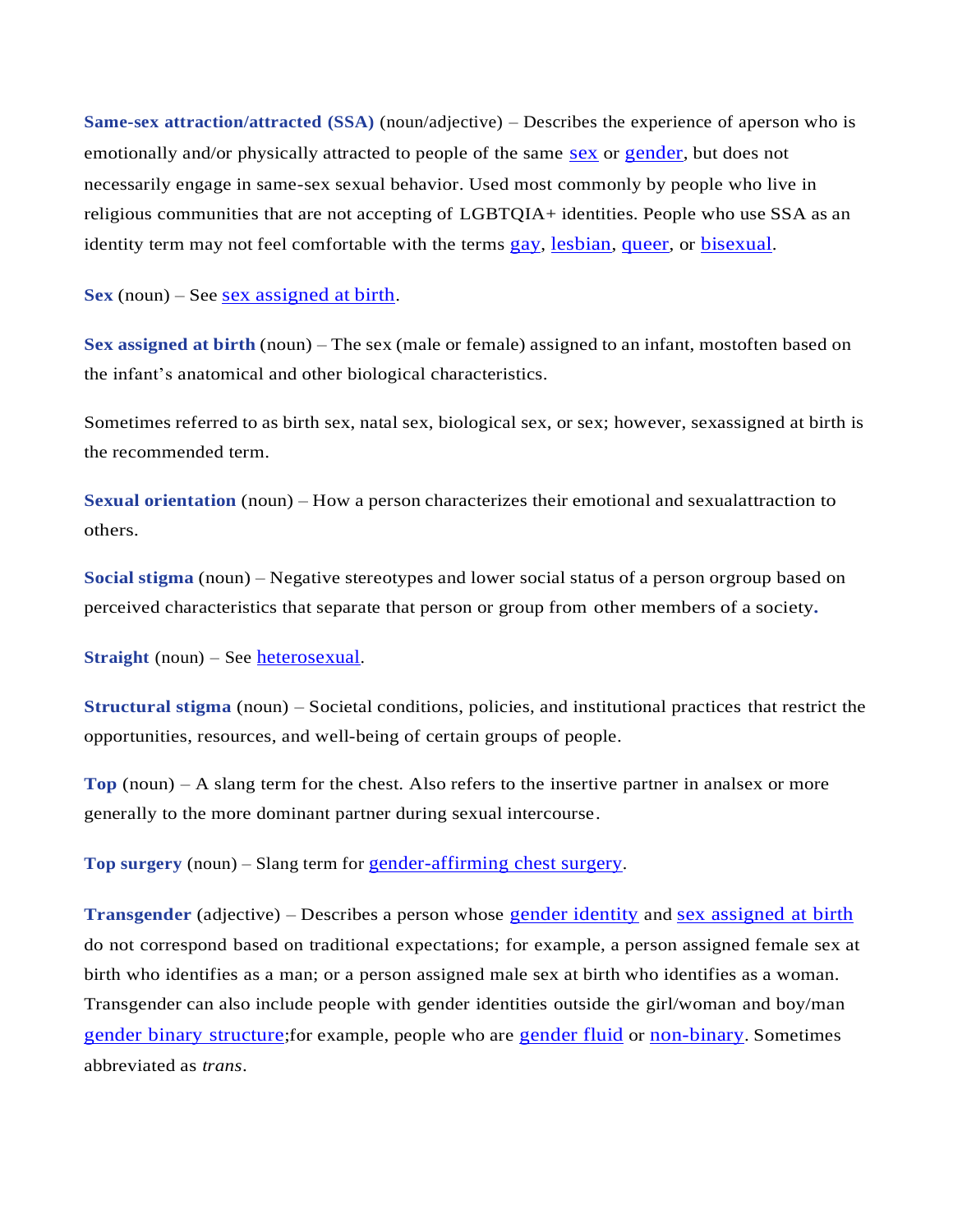**Same-sex attraction/attracted (SSA)** (noun/adjective) – Describes the experience of aperson who is emotionally and/or physically attracted to people of the same sex or gender, but does not necessarily engage in same-sex sexual behavior. Used most commonly by people who live in religious communities that are not accepting of LGBTQIA+ identities. People who use SSA as an identity term may not feel comfortable with the terms gay, lesbian, queer, or bisexual.

**Sex** (noun) – See sex assigned at birth.

**Sex assigned at birth** (noun) – The sex (male or female) assigned to an infant, mostoften based on the infant's anatomical and other biological characteristics.

Sometimes referred to as birth sex, natal sex, biological sex, or sex; however, sexassigned at birth is the recommended term.

**Sexual orientation** (noun) – How a person characterizes their emotional and sexualattraction to others.

**Social stigma** (noun) – Negative stereotypes and lower social status of a person orgroup based on perceived characteristics that separate that person or group from other members of a society.

**Straight** (noun) – See heterosexual.

**Structural stigma** (noun) – Societal conditions, policies, and institutional practices that restrict the opportunities, resources, and well-being of certain groups of people.

**Top** (noun) – A slang term for the chest. Also refers to the insertive partner in analsex or more generally to the more dominant partner during sexual intercourse.

**Top surgery** (noun) – Slang term for gender-affirming chest surgery.

**Transgender** (adjective) – Describes a person whose gender identity and sex assigned at birth do not correspond based on traditional expectations; for example, a person assigned female sex at birth who identifies as a man; or a person assigned male sex at birth who identifies as a woman. Transgender can also include people with gender identities outside the girl/woman and boy/man gender binary structure;for example, people who are gender fluid or non-binary. Sometimes abbreviated as *trans*.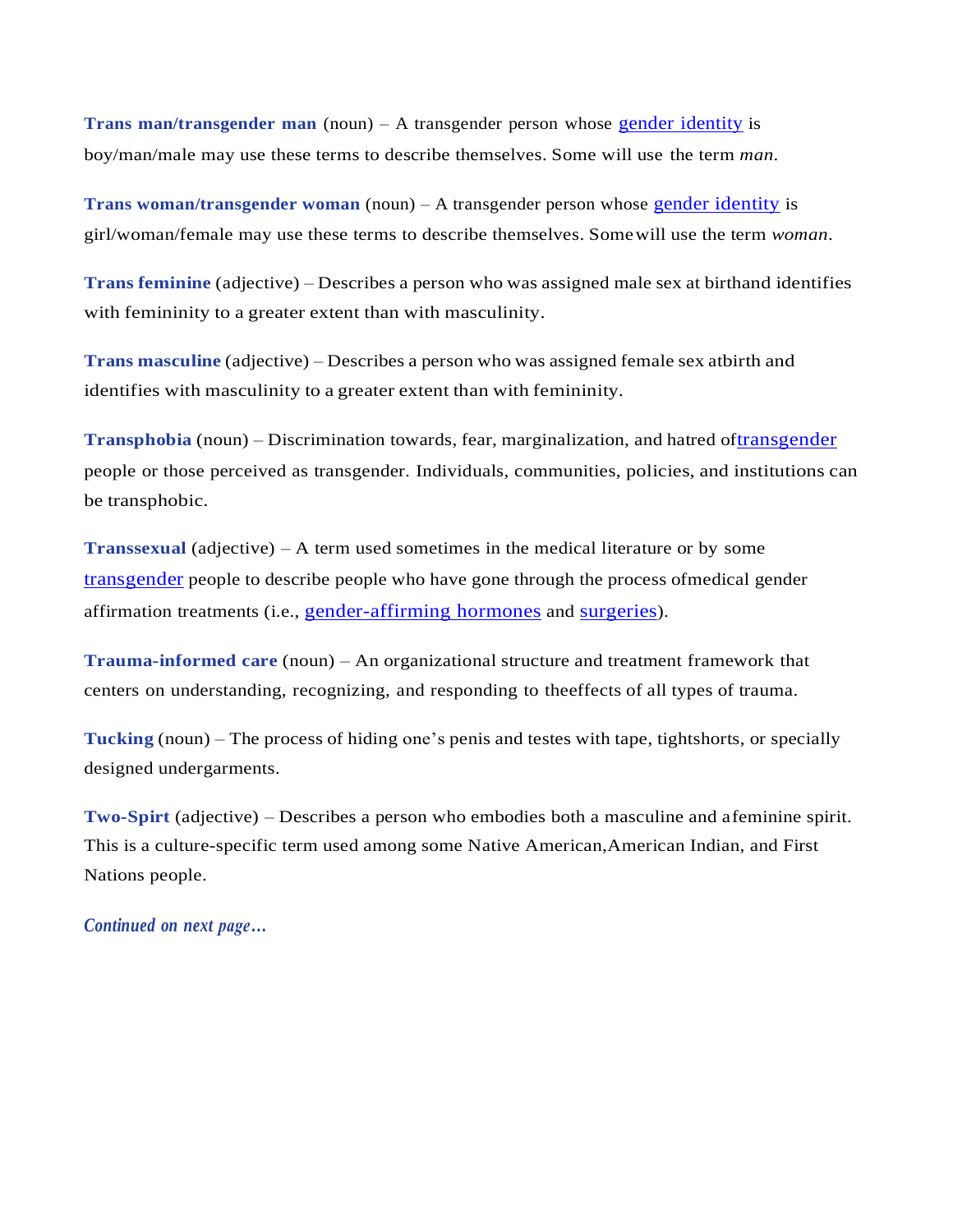**Trans man/transgender man** (noun) – A transgender person whose gender identity is boy/man/male may use these terms to describe themselves. Some will use the term *man*.

**Trans woman/transgender woman** (noun) – A transgender person whose gender identity is girl/woman/female may use these terms to describe themselves. Somewill use the term *woman*.

**Trans feminine** (adjective) – Describes a person who was assigned male sex at birthand identifies with femininity to a greater extent than with masculinity.

**Trans masculine** (adjective) – Describes a person who was assigned female sex atbirth and identifies with masculinity to a greater extent than with femininity.

**Transphobia** (noun) – Discrimination towards, fear, marginalization, and hatred oftransgender people or those perceived as transgender. Individuals, communities, policies, and institutions can be transphobic.

**Transsexual** (adjective) – A term used sometimes in the medical literature or by some transgender people to describe people who have gone through the process ofmedical gender affirmation treatments (i.e., gender-affirming hormones and surgeries).

**Trauma-informed care** (noun) – An organizational structure and treatment framework that centers on understanding, recognizing, and responding to theeffects of all types of trauma.

**Tucking** (noun) – The process of hiding one's penis and testes with tape, tightshorts, or specially designed undergarments.

**Two-Spirt** (adjective) – Describes a person who embodies both a masculine and afeminine spirit. This is a culture-specific term used among some Native American,American Indian, and First Nations people.

*Continued on next page…*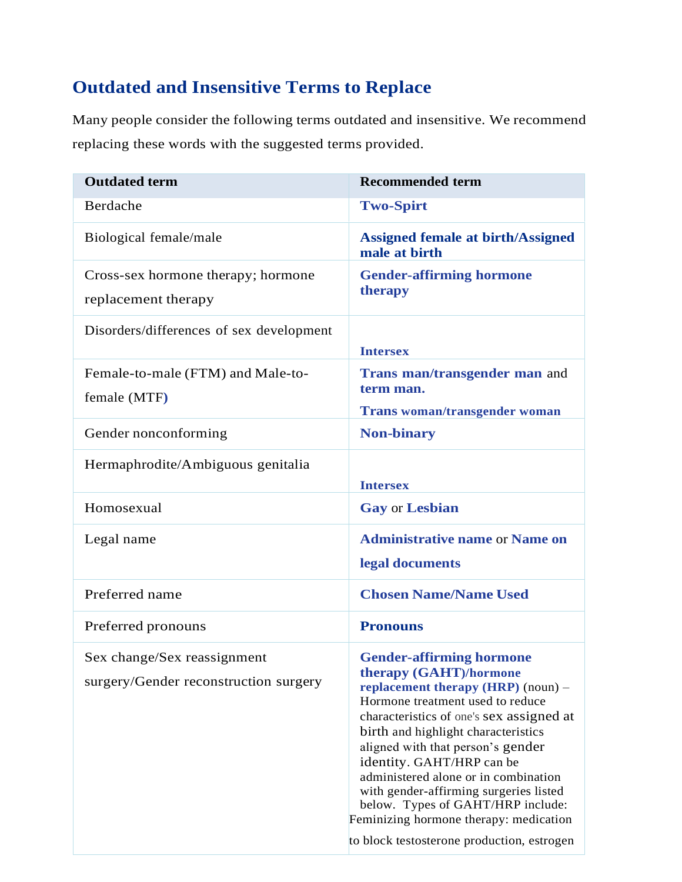## Outdated and Insensitive Terms to Replace

Many people consider the following terms outdated and insensitive. We recommend replacing these words with the suggested terms provided.

| Outdated term | Recommended term |
| --- | --- |
| Berdache | **Two-Spirt** |
| Biological female/male | **Assigned female at birth/Assigned male at birth** |
| Cross-sex hormone therapy; hormone replacement therapy | **Gender-affirming hormone therapy** |
| Disorders/differences of sex development | **Intersex** |
| Female-to-male (FTM) and Male-to-female (MTF) | **Trans man/transgender man** and **term man.** **Trans woman/transgender woman** |
| Gender nonconforming | **Non-binary** |
| Hermaphrodite/Ambiguous genitalia | **Intersex** |
| Homosexual | **Gay** or **Lesbian** |
| Legal name | **Administrative name** or **Name on legal documents** |
| Preferred name | **Chosen Name/Name Used** |
| Preferred pronouns | **Pronouns** |
| Sex change/Sex reassignment surgery/Gender reconstruction surgery | **Gender-affirming hormone therapy (GAHT)/hormone replacement therapy (HRP)** (noun) – Hormone treatment used to reduce characteristics of one's sex assigned at birth and highlight characteristics aligned with that person's gender identity. GAHT/HRP can be administered alone or in combination with gender-affirming surgeries listed below. Types of GAHT/HRP include: Feminizing hormone therapy: medication to block testosterone production, estrogen |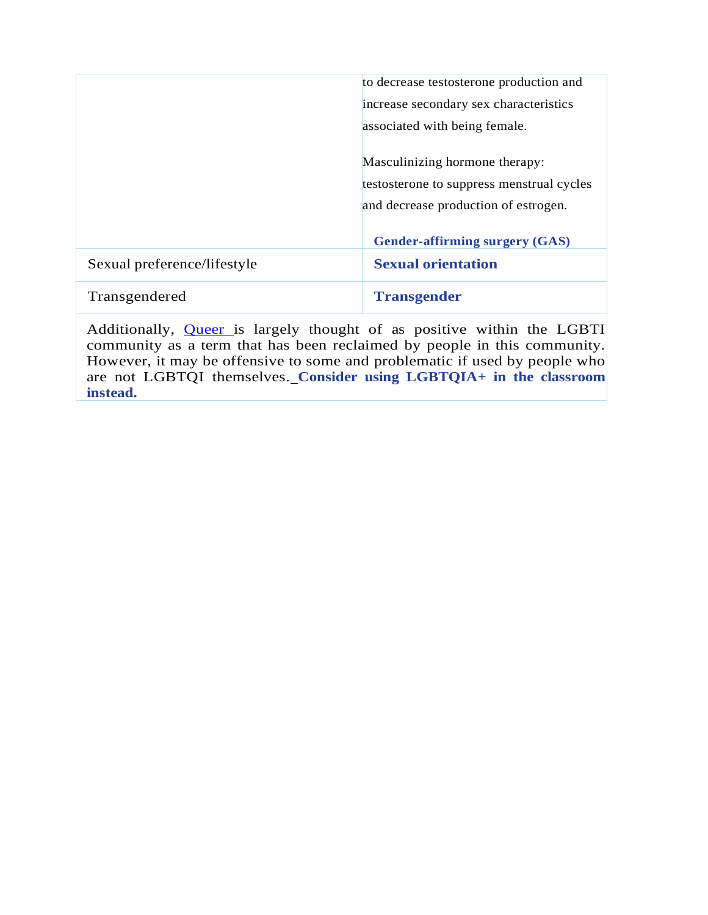| | |
|---|---|
| | to decrease testosterone production and increase secondary sex characteristics associated with being female.<br><br>Masculinizing hormone therapy: testosterone to suppress menstrual cycles and decrease production of estrogen.<br><br>**Gender-affirming surgery (GAS)** |
| Sexual preference/lifestyle | **Sexual orientation** |
| Transgendered | **Transgender** |

Additionally, Queer is largely thought of as positive within the LGBTI community as a term that has been reclaimed by people in this community. However, it may be offensive to some and problematic if used by people who are not LGBTQI themselves. **Consider using LGBTQIA+ in the classroom instead.**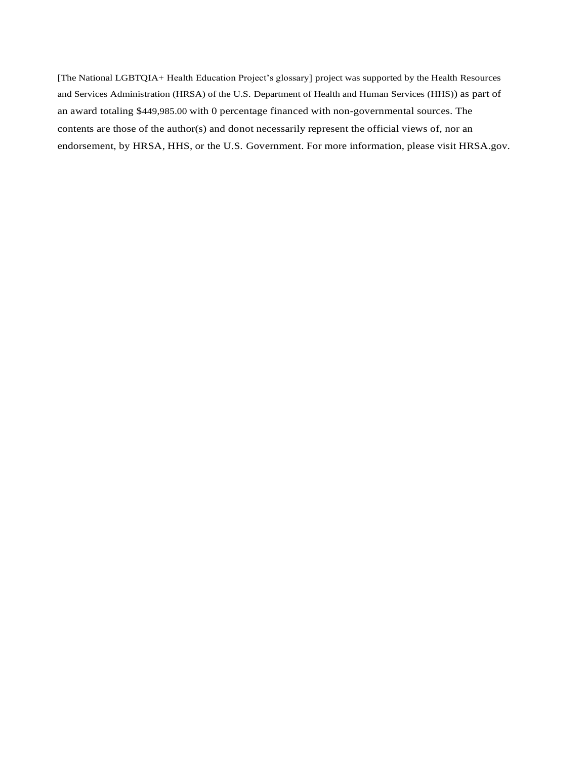[The National LGBTQIA+ Health Education Project's glossary] project was supported by the Health Resources and Services Administration (HRSA) of the U.S. Department of Health and Human Services (HHS)) as part of an award totaling $449,985.00 with 0 percentage financed with non-governmental sources. The contents are those of the author(s) and donot necessarily represent the official views of, nor an endorsement, by HRSA, HHS, or the U.S. Government. For more information, please visit HRSA.gov.